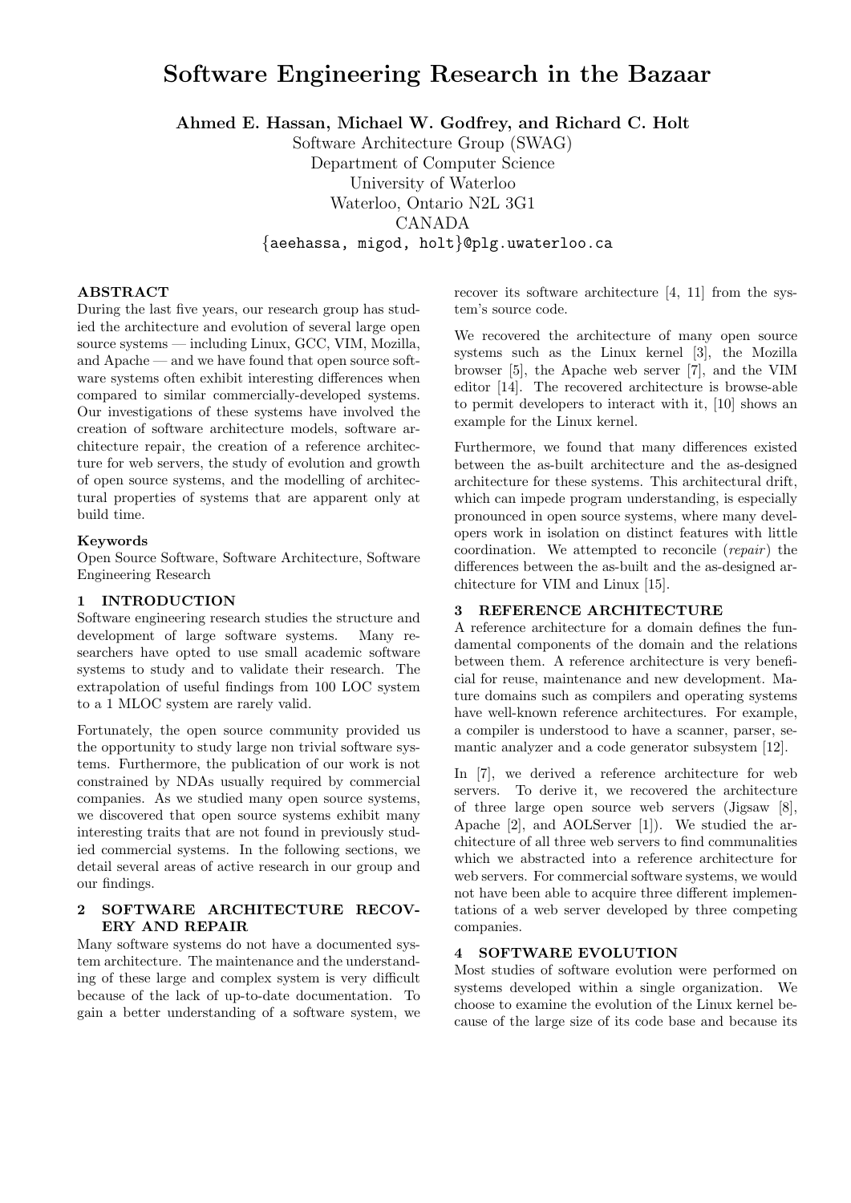# Software Engineering Research in the Bazaar

**Ahmed E. Hassan, Michael W. Godfrey, and Richard C. Holt**

Software Architecture Group (SWAG)
Department of Computer Science
University of Waterloo
Waterloo, Ontario N2L 3G1
CANADA
{aeehassa, migod, holt}@plg.uwaterloo.ca

## ABSTRACT

During the last five years, our research group has studied the architecture and evolution of several large open source systems — including Linux, GCC, VIM, Mozilla, and Apache — and we have found that open source software systems often exhibit interesting differences when compared to similar commercially-developed systems. Our investigations of these systems have involved the creation of software architecture models, software architecture repair, the creation of a reference architecture for web servers, the study of evolution and growth of open source systems, and the modelling of architectural properties of systems that are apparent only at build time.

### Keywords

Open Source Software, Software Architecture, Software Engineering Research

## 1 INTRODUCTION

Software engineering research studies the structure and development of large software systems. Many researchers have opted to use small academic software systems to study and to validate their research. The extrapolation of useful findings from 100 LOC system to a 1 MLOC system are rarely valid.

Fortunately, the open source community provided us the opportunity to study large non trivial software systems. Furthermore, the publication of our work is not constrained by NDAs usually required by commercial companies. As we studied many open source systems, we discovered that open source systems exhibit many interesting traits that are not found in previously studied commercial systems. In the following sections, we detail several areas of active research in our group and our findings.

## 2 SOFTWARE ARCHITECTURE RECOVERY AND REPAIR

Many software systems do not have a documented system architecture. The maintenance and the understanding of these large and complex system is very difficult because of the lack of up-to-date documentation. To gain a better understanding of a software system, we recover its software architecture [4, 11] from the system's source code.

We recovered the architecture of many open source systems such as the Linux kernel [3], the Mozilla browser [5], the Apache web server [7], and the VIM editor [14]. The recovered architecture is browse-able to permit developers to interact with it, [10] shows an example for the Linux kernel.

Furthermore, we found that many differences existed between the as-built architecture and the as-designed architecture for these systems. This architectural drift, which can impede program understanding, is especially pronounced in open source systems, where many developers work in isolation on distinct features with little coordination. We attempted to reconcile (*repair*) the differences between the as-built and the as-designed architecture for VIM and Linux [15].

## 3 REFERENCE ARCHITECTURE

A reference architecture for a domain defines the fundamental components of the domain and the relations between them. A reference architecture is very beneficial for reuse, maintenance and new development. Mature domains such as compilers and operating systems have well-known reference architectures. For example, a compiler is understood to have a scanner, parser, semantic analyzer and a code generator subsystem [12].

In [7], we derived a reference architecture for web servers. To derive it, we recovered the architecture of three large open source web servers (Jigsaw [8], Apache [2], and AOLServer [1]). We studied the architecture of all three web servers to find communalities which we abstracted into a reference architecture for web servers. For commercial software systems, we would not have been able to acquire three different implementations of a web server developed by three competing companies.

## 4 SOFTWARE EVOLUTION

Most studies of software evolution were performed on systems developed within a single organization. We choose to examine the evolution of the Linux kernel because of the large size of its code base and because its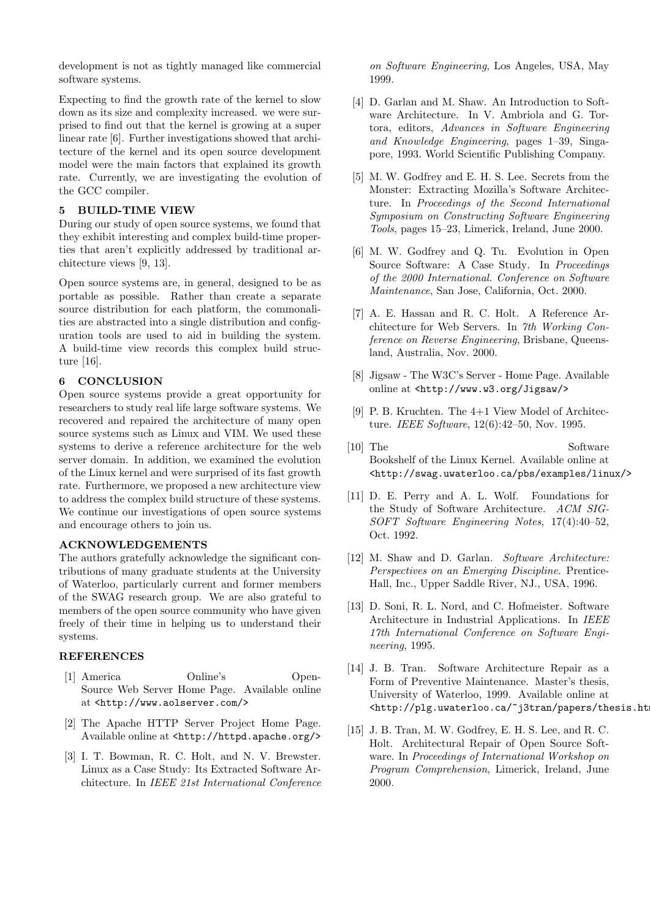development is not as tightly managed like commercial software systems.

Expecting to find the growth rate of the kernel to slow down as its size and complexity increased. we were surprised to find out that the kernel is growing at a super linear rate [6]. Further investigations showed that architecture of the kernel and its open source development model were the main factors that explained its growth rate. Currently, we are investigating the evolution of the GCC compiler.

## 5 BUILD-TIME VIEW

During our study of open source systems, we found that they exhibit interesting and complex build-time properties that aren't explicitly addressed by traditional architecture views [9, 13].

Open source systems are, in general, designed to be as portable as possible. Rather than create a separate source distribution for each platform, the commonalities are abstracted into a single distribution and configuration tools are used to aid in building the system. A build-time view records this complex build structure [16].

## 6 CONCLUSION

Open source systems provide a great opportunity for researchers to study real life large software systems. We recovered and repaired the architecture of many open source systems such as Linux and VIM. We used these systems to derive a reference architecture for the web server domain. In addition, we examined the evolution of the Linux kernel and were surprised of its fast growth rate. Furthermore, we proposed a new architecture view to address the complex build structure of these systems. We continue our investigations of open source systems and encourage others to join us.

## ACKNOWLEDGEMENTS

The authors gratefully acknowledge the significant contributions of many graduate students at the University of Waterloo, particularly current and former members of the SWAG research group. We are also grateful to members of the open source community who have given freely of their time in helping us to understand their systems.

## REFERENCES

[1] America Online's Open-Source Web Server Home Page. Available online at <http://www.aolserver.com/>

[2] The Apache HTTP Server Project Home Page. Available online at <http://httpd.apache.org/>

[3] I. T. Bowman, R. C. Holt, and N. V. Brewster. Linux as a Case Study: Its Extracted Software Architecture. In *IEEE 21st International Conference on Software Engineering*, Los Angeles, USA, May 1999.

[4] D. Garlan and M. Shaw. An Introduction to Software Architecture. In V. Ambriola and G. Tortora, editors, *Advances in Software Engineering and Knowledge Engineering*, pages 1–39, Singapore, 1993. World Scientific Publishing Company.

[5] M. W. Godfrey and E. H. S. Lee. Secrets from the Monster: Extracting Mozilla's Software Architecture. In *Proceedings of the Second International Symposium on Constructing Software Engineering Tools*, pages 15–23, Limerick, Ireland, June 2000.

[6] M. W. Godfrey and Q. Tu. Evolution in Open Source Software: A Case Study. In *Proceedings of the 2000 International. Conference on Software Maintenance*, San Jose, California, Oct. 2000.

[7] A. E. Hassan and R. C. Holt. A Reference Architecture for Web Servers. In *7th Working Conference on Reverse Engineering*, Brisbane, Queensland, Australia, Nov. 2000.

[8] Jigsaw - The W3C's Server - Home Page. Available online at <http://www.w3.org/Jigsaw/>

[9] P. B. Kruchten. The 4+1 View Model of Architecture. *IEEE Software*, 12(6):42–50, Nov. 1995.

[10] The Software Bookshelf of the Linux Kernel. Available online at <http://swag.uwaterloo.ca/pbs/examples/linux/>

[11] D. E. Perry and A. L. Wolf. Foundations for the Study of Software Architecture. *ACM SIGSOFT Software Engineering Notes*, 17(4):40–52, Oct. 1992.

[12] M. Shaw and D. Garlan. *Software Architecture: Perspectives on an Emerging Discipline*. Prentice-Hall, Inc., Upper Saddle River, NJ., USA, 1996.

[13] D. Soni, R. L. Nord, and C. Hofmeister. Software Architecture in Industrial Applications. In *IEEE 17th International Conference on Software Engineering*, 1995.

[14] J. B. Tran. Software Architecture Repair as a Form of Preventive Maintenance. Master's thesis, University of Waterloo, 1999. Available online at <http://plg.uwaterloo.ca/~j3tran/papers/thesis.html>

[15] J. B. Tran, M. W. Godfrey, E. H. S. Lee, and R. C. Holt. Architectural Repair of Open Source Software. In *Proceedings of International Workshop on Program Comprehension*, Limerick, Ireland, June 2000.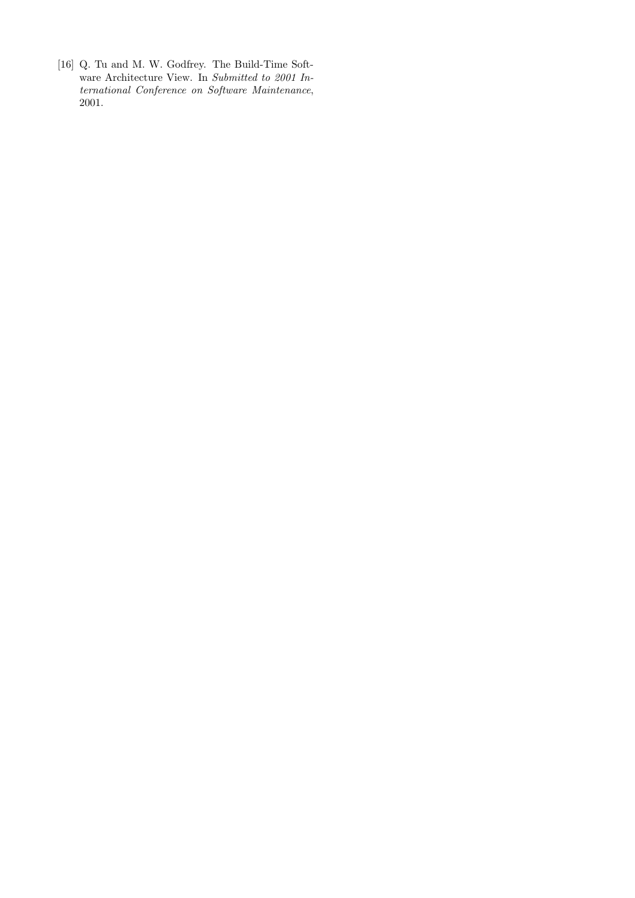[16] Q. Tu and M. W. Godfrey. The Build-Time Software Architecture View. In *Submitted to 2001 International Conference on Software Maintenance*, 2001.